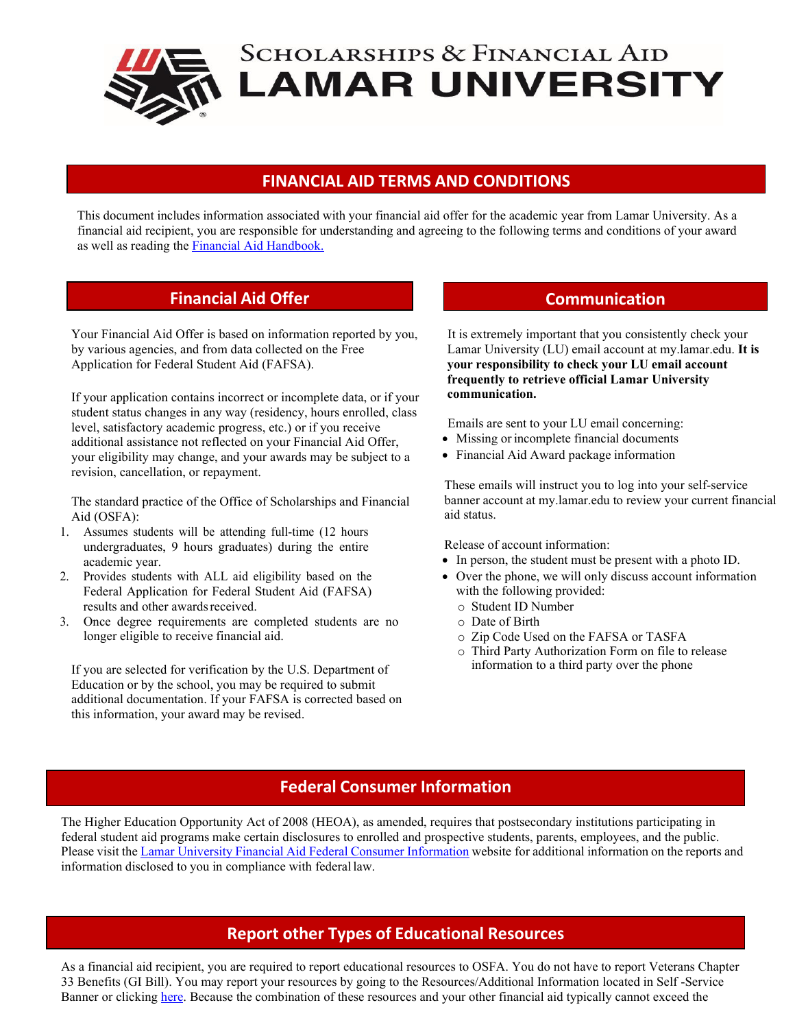# SCHOLARSHIPS & FINANCIAL AID LAMAR UNIVERSITY

## FINANCIAL AID TERMS AND CONDITIONS

This document includes information associated with your financial aid offer for the academic year from Lamar University. As a financial aid recipient, you are responsible for understanding and agreeing to the following terms and conditions of your award as well as reading the [Financial Aid Handbook.]()

## Financial Aid Offer

Your Financial Aid Offer is based on information reported by you, by various agencies, and from data collected on the Free Application for Federal Student Aid (FAFSA).

If your application contains incorrect or incomplete data, or if your student status changes in any way (residency, hours enrolled, class level, satisfactory academic progress, etc.) or if you receive additional assistance not reflected on your Financial Aid Offer, your eligibility may change, and your awards may be subject to a revision, cancellation, or repayment.

The standard practice of the Office of Scholarships and Financial Aid (OSFA):

1. Assumes students will be attending full-time (12 hours undergraduates, 9 hours graduates) during the entire academic year.
2. Provides students with ALL aid eligibility based on the Federal Application for Federal Student Aid (FAFSA) results and other awards received.
3. Once degree requirements are completed students are no longer eligible to receive financial aid.

If you are selected for verification by the U.S. Department of Education or by the school, you may be required to submit additional documentation. If your FAFSA is corrected based on this information, your award may be revised.

## Communication

It is extremely important that you consistently check your Lamar University (LU) email account at my.lamar.edu. **It is your responsibility to check your LU email account frequently to retrieve official Lamar University communication.**

Emails are sent to your LU email concerning:

- Missing or incomplete financial documents
- Financial Aid Award package information

These emails will instruct you to log into your self-service banner account at my.lamar.edu to review your current financial aid status.

Release of account information:

- In person, the student must be present with a photo ID.
- Over the phone, we will only discuss account information with the following provided:
  - Student ID Number
  - Date of Birth
  - Zip Code Used on the FAFSA or TASFA
  - Third Party Authorization Form on file to release information to a third party over the phone

## Federal Consumer Information

The Higher Education Opportunity Act of 2008 (HEOA), as amended, requires that postsecondary institutions participating in federal student aid programs make certain disclosures to enrolled and prospective students, parents, employees, and the public. Please visit the [Lamar University Financial Aid Federal Consumer Information]() website for additional information on the reports and information disclosed to you in compliance with federal law.

## Report other Types of Educational Resources

As a financial aid recipient, you are required to report educational resources to OSFA. You do not have to report Veterans Chapter 33 Benefits (GI Bill). You may report your resources by going to the Resources/Additional Information located in Self -Service Banner or clicking [here](). Because the combination of these resources and your other financial aid typically cannot exceed the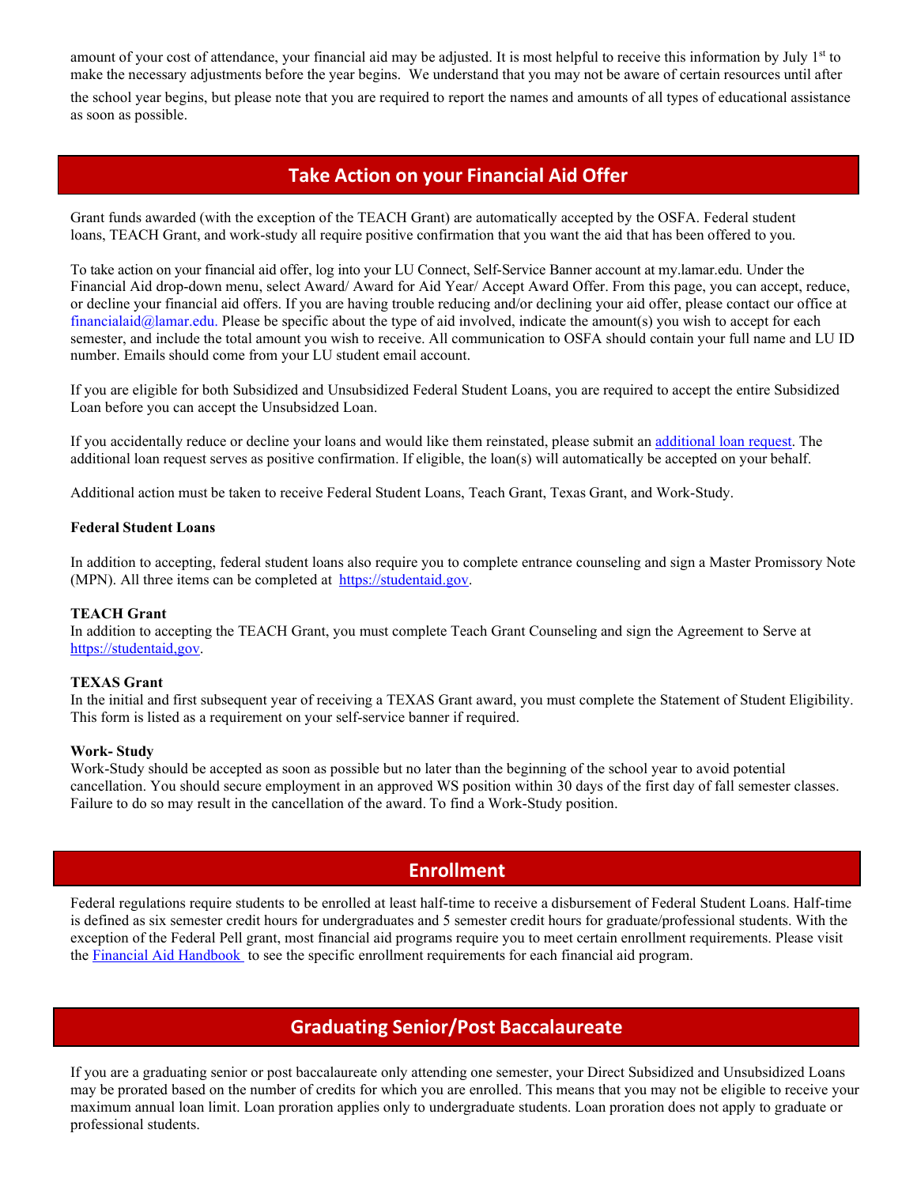amount of your cost of attendance, your financial aid may be adjusted. It is most helpful to receive this information by July 1st to make the necessary adjustments before the year begins. We understand that you may not be aware of certain resources until after the school year begins, but please note that you are required to report the names and amounts of all types of educational assistance as soon as possible.

## Take Action on your Financial Aid Offer

Grant funds awarded (with the exception of the TEACH Grant) are automatically accepted by the OSFA. Federal student loans, TEACH Grant, and work-study all require positive confirmation that you want the aid that has been offered to you.

To take action on your financial aid offer, log into your LU Connect, Self-Service Banner account at my.lamar.edu. Under the Financial Aid drop-down menu, select Award/ Award for Aid Year/ Accept Award Offer. From this page, you can accept, reduce, or decline your financial aid offers. If you are having trouble reducing and/or declining your aid offer, please contact our office at financialaid@lamar.edu. Please be specific about the type of aid involved, indicate the amount(s) you wish to accept for each semester, and include the total amount you wish to receive. All communication to OSFA should contain your full name and LU ID number. Emails should come from your LU student email account.

If you are eligible for both Subsidized and Unsubsidized Federal Student Loans, you are required to accept the entire Subsidized Loan before you can accept the Unsubsidzed Loan.

If you accidentally reduce or decline your loans and would like them reinstated, please submit an additional loan request. The additional loan request serves as positive confirmation. If eligible, the loan(s) will automatically be accepted on your behalf.

Additional action must be taken to receive Federal Student Loans, Teach Grant, Texas Grant, and Work-Study.

**Federal Student Loans**

In addition to accepting, federal student loans also require you to complete entrance counseling and sign a Master Promissory Note (MPN). All three items can be completed at https://studentaid.gov.

**TEACH Grant**

In addition to accepting the TEACH Grant, you must complete Teach Grant Counseling and sign the Agreement to Serve at https://studentaid,gov.

**TEXAS Grant**

In the initial and first subsequent year of receiving a TEXAS Grant award, you must complete the Statement of Student Eligibility. This form is listed as a requirement on your self-service banner if required.

**Work- Study**

Work-Study should be accepted as soon as possible but no later than the beginning of the school year to avoid potential cancellation. You should secure employment in an approved WS position within 30 days of the first day of fall semester classes. Failure to do so may result in the cancellation of the award. To find a Work-Study position.

## Enrollment

Federal regulations require students to be enrolled at least half-time to receive a disbursement of Federal Student Loans. Half-time is defined as six semester credit hours for undergraduates and 5 semester credit hours for graduate/professional students. With the exception of the Federal Pell grant, most financial aid programs require you to meet certain enrollment requirements. Please visit the Financial Aid Handbook to see the specific enrollment requirements for each financial aid program.

## Graduating Senior/Post Baccalaureate

If you are a graduating senior or post baccalaureate only attending one semester, your Direct Subsidized and Unsubsidized Loans may be prorated based on the number of credits for which you are enrolled. This means that you may not be eligible to receive your maximum annual loan limit. Loan proration applies only to undergraduate students. Loan proration does not apply to graduate or professional students.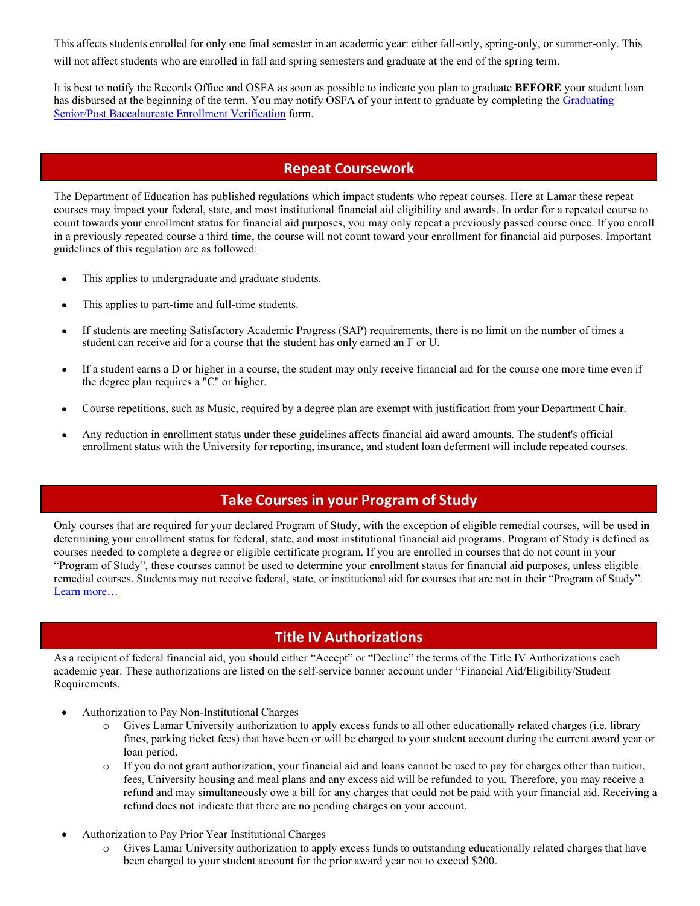This affects students enrolled for only one final semester in an academic year: either fall-only, spring-only, or summer-only. This will not affect students who are enrolled in fall and spring semesters and graduate at the end of the spring term.

It is best to notify the Records Office and OSFA as soon as possible to indicate you plan to graduate **BEFORE** your student loan has disbursed at the beginning of the term. You may notify OSFA of your intent to graduate by completing the [Graduating Senior/Post Baccalaureate Enrollment Verification]() form.

## Repeat Coursework

The Department of Education has published regulations which impact students who repeat courses. Here at Lamar these repeat courses may impact your federal, state, and most institutional financial aid eligibility and awards. In order for a repeated course to count towards your enrollment status for financial aid purposes, you may only repeat a previously passed course once. If you enroll in a previously repeated course a third time, the course will not count toward your enrollment for financial aid purposes. Important guidelines of this regulation are as followed:

- This applies to undergraduate and graduate students.
- This applies to part-time and full-time students.
- If students are meeting Satisfactory Academic Progress (SAP) requirements, there is no limit on the number of times a student can receive aid for a course that the student has only earned an F or U.
- If a student earns a D or higher in a course, the student may only receive financial aid for the course one more time even if the degree plan requires a "C" or higher.
- Course repetitions, such as Music, required by a degree plan are exempt with justification from your Department Chair.
- Any reduction in enrollment status under these guidelines affects financial aid award amounts. The student's official enrollment status with the University for reporting, insurance, and student loan deferment will include repeated courses.

## Take Courses in your Program of Study

Only courses that are required for your declared Program of Study, with the exception of eligible remedial courses, will be used in determining your enrollment status for federal, state, and most institutional financial aid programs. Program of Study is defined as courses needed to complete a degree or eligible certificate program. If you are enrolled in courses that do not count in your "Program of Study", these courses cannot be used to determine your enrollment status for financial aid purposes, unless eligible remedial courses. Students may not receive federal, state, or institutional aid for courses that are not in their "Program of Study". [Learn more…]()

## Title IV Authorizations

As a recipient of federal financial aid, you should either "Accept" or "Decline" the terms of the Title IV Authorizations each academic year. These authorizations are listed on the self-service banner account under "Financial Aid/Eligibility/Student Requirements.

- Authorization to Pay Non-Institutional Charges
  - Gives Lamar University authorization to apply excess funds to all other educationally related charges (i.e. library fines, parking ticket fees) that have been or will be charged to your student account during the current award year or loan period.
  - If you do not grant authorization, your financial aid and loans cannot be used to pay for charges other than tuition, fees, University housing and meal plans and any excess aid will be refunded to you. Therefore, you may receive a refund and may simultaneously owe a bill for any charges that could not be paid with your financial aid. Receiving a refund does not indicate that there are no pending charges on your account.
- Authorization to Pay Prior Year Institutional Charges
  - Gives Lamar University authorization to apply excess funds to outstanding educationally related charges that have been charged to your student account for the prior award year not to exceed $200.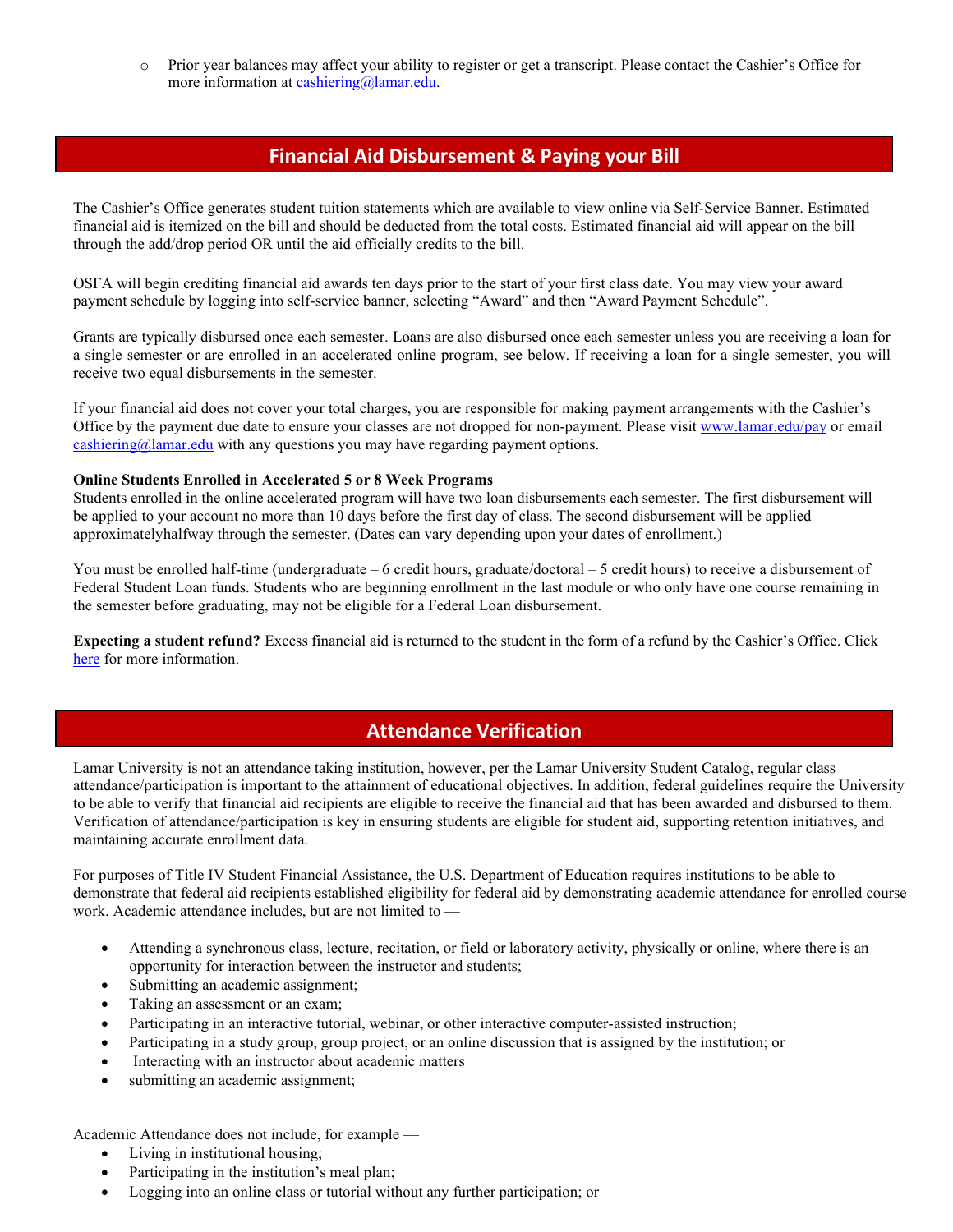- Prior year balances may affect your ability to register or get a transcript. Please contact the Cashier's Office for more information at cashiering@lamar.edu.

## Financial Aid Disbursement & Paying your Bill

The Cashier's Office generates student tuition statements which are available to view online via Self-Service Banner. Estimated financial aid is itemized on the bill and should be deducted from the total costs. Estimated financial aid will appear on the bill through the add/drop period OR until the aid officially credits to the bill.

OSFA will begin crediting financial aid awards ten days prior to the start of your first class date. You may view your award payment schedule by logging into self-service banner, selecting "Award" and then "Award Payment Schedule".

Grants are typically disbursed once each semester. Loans are also disbursed once each semester unless you are receiving a loan for a single semester or are enrolled in an accelerated online program, see below. If receiving a loan for a single semester, you will receive two equal disbursements in the semester.

If your financial aid does not cover your total charges, you are responsible for making payment arrangements with the Cashier's Office by the payment due date to ensure your classes are not dropped for non-payment. Please visit www.lamar.edu/pay or email cashiering@lamar.edu with any questions you may have regarding payment options.

**Online Students Enrolled in Accelerated 5 or 8 Week Programs**
Students enrolled in the online accelerated program will have two loan disbursements each semester. The first disbursement will be applied to your account no more than 10 days before the first day of class. The second disbursement will be applied approximatelyhalfway through the semester. (Dates can vary depending upon your dates of enrollment.)

You must be enrolled half-time (undergraduate – 6 credit hours, graduate/doctoral – 5 credit hours) to receive a disbursement of Federal Student Loan funds. Students who are beginning enrollment in the last module or who only have one course remaining in the semester before graduating, may not be eligible for a Federal Loan disbursement.

**Expecting a student refund?** Excess financial aid is returned to the student in the form of a refund by the Cashier's Office. Click here for more information.

## Attendance Verification

Lamar University is not an attendance taking institution, however, per the Lamar University Student Catalog, regular class attendance/participation is important to the attainment of educational objectives. In addition, federal guidelines require the University to be able to verify that financial aid recipients are eligible to receive the financial aid that has been awarded and disbursed to them. Verification of attendance/participation is key in ensuring students are eligible for student aid, supporting retention initiatives, and maintaining accurate enrollment data.

For purposes of Title IV Student Financial Assistance, the U.S. Department of Education requires institutions to be able to demonstrate that federal aid recipients established eligibility for federal aid by demonstrating academic attendance for enrolled course work. Academic attendance includes, but are not limited to —

- Attending a synchronous class, lecture, recitation, or field or laboratory activity, physically or online, where there is an opportunity for interaction between the instructor and students;
- Submitting an academic assignment;
- Taking an assessment or an exam;
- Participating in an interactive tutorial, webinar, or other interactive computer-assisted instruction;
- Participating in a study group, group project, or an online discussion that is assigned by the institution; or
- Interacting with an instructor about academic matters
- submitting an academic assignment;

Academic Attendance does not include, for example —

- Living in institutional housing;
- Participating in the institution's meal plan;
- Logging into an online class or tutorial without any further participation; or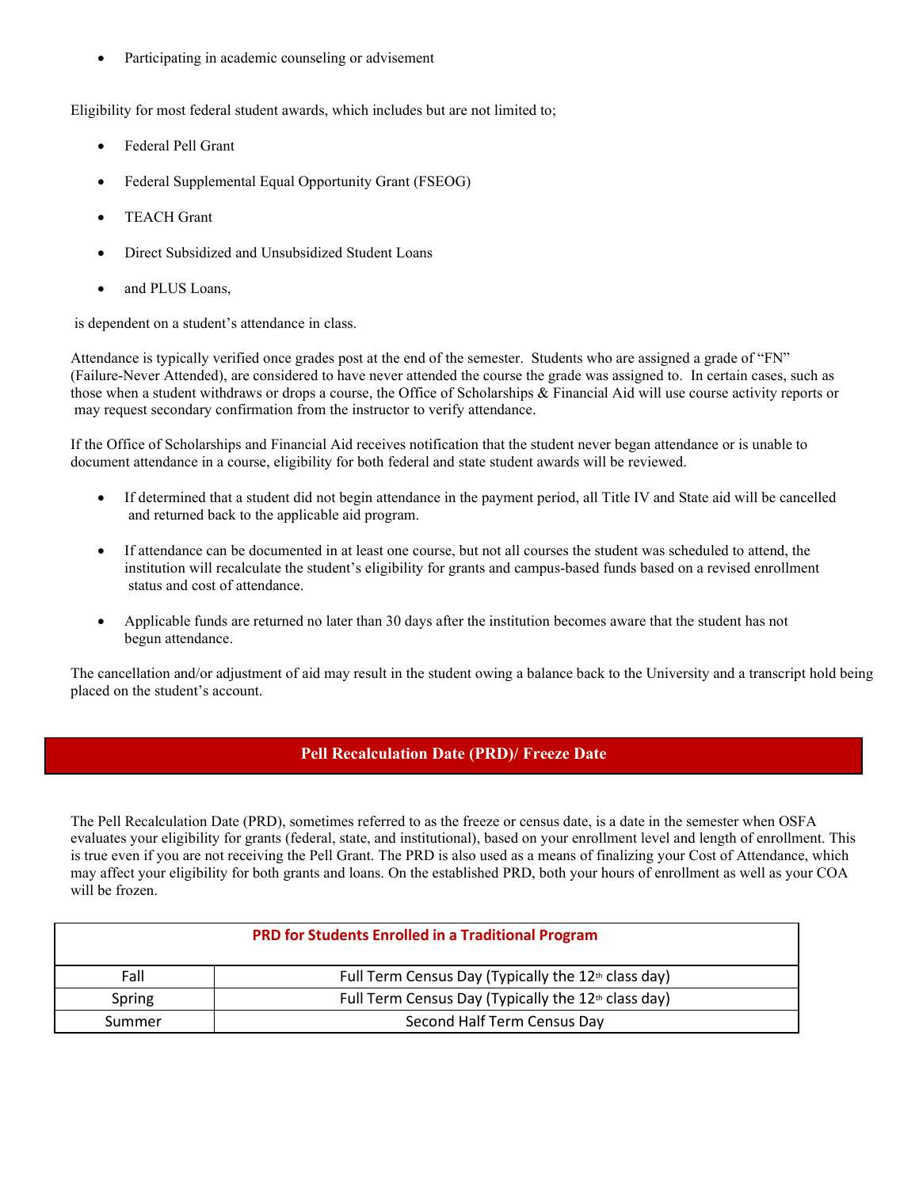- Participating in academic counseling or advisement

Eligibility for most federal student awards, which includes but are not limited to;

- Federal Pell Grant
- Federal Supplemental Equal Opportunity Grant (FSEOG)
- TEACH Grant
- Direct Subsidized and Unsubsidized Student Loans
- and PLUS Loans,

is dependent on a student's attendance in class.

Attendance is typically verified once grades post at the end of the semester. Students who are assigned a grade of "FN" (Failure-Never Attended), are considered to have never attended the course the grade was assigned to. In certain cases, such as those when a student withdraws or drops a course, the Office of Scholarships & Financial Aid will use course activity reports or may request secondary confirmation from the instructor to verify attendance.

If the Office of Scholarships and Financial Aid receives notification that the student never began attendance or is unable to document attendance in a course, eligibility for both federal and state student awards will be reviewed.

- If determined that a student did not begin attendance in the payment period, all Title IV and State aid will be cancelled and returned back to the applicable aid program.
- If attendance can be documented in at least one course, but not all courses the student was scheduled to attend, the institution will recalculate the student's eligibility for grants and campus-based funds based on a revised enrollment status and cost of attendance.
- Applicable funds are returned no later than 30 days after the institution becomes aware that the student has not begun attendance.

The cancellation and/or adjustment of aid may result in the student owing a balance back to the University and a transcript hold being placed on the student's account.

## Pell Recalculation Date (PRD)/ Freeze Date

The Pell Recalculation Date (PRD), sometimes referred to as the freeze or census date, is a date in the semester when OSFA evaluates your eligibility for grants (federal, state, and institutional), based on your enrollment level and length of enrollment. This is true even if you are not receiving the Pell Grant. The PRD is also used as a means of finalizing your Cost of Attendance, which may affect your eligibility for both grants and loans. On the established PRD, both your hours of enrollment as well as your COA will be frozen.

| PRD for Students Enrolled in a Traditional Program | |
|---|---|
| Fall | Full Term Census Day (Typically the 12th class day) |
| Spring | Full Term Census Day (Typically the 12th class day) |
| Summer | Second Half Term Census Day |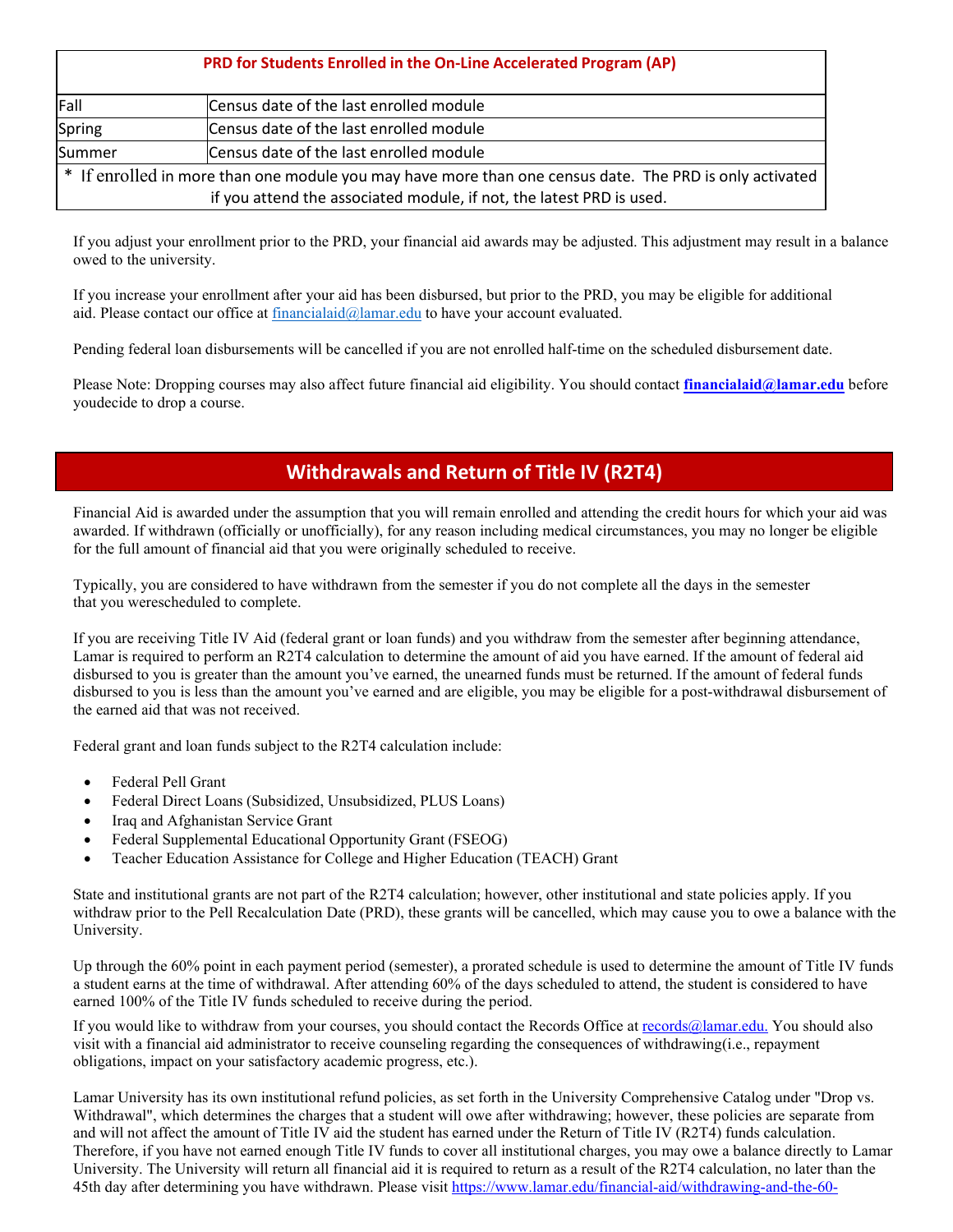| PRD for Students Enrolled in the On-Line Accelerated Program (AP) | |
|---|---|
| Fall | Census date of the last enrolled module |
| Spring | Census date of the last enrolled module |
| Summer | Census date of the last enrolled module |
| * If enrolled in more than one module you may have more than one census date. The PRD is only activated if you attend the associated module, if not, the latest PRD is used. | |

If you adjust your enrollment prior to the PRD, your financial aid awards may be adjusted. This adjustment may result in a balance owed to the university.

If you increase your enrollment after your aid has been disbursed, but prior to the PRD, you may be eligible for additional aid. Please contact our office at financialaid@lamar.edu to have your account evaluated.

Pending federal loan disbursements will be cancelled if you are not enrolled half-time on the scheduled disbursement date.

Please Note: Dropping courses may also affect future financial aid eligibility. You should contact **financialaid@lamar.edu** before youdecide to drop a course.

## Withdrawals and Return of Title IV (R2T4)

Financial Aid is awarded under the assumption that you will remain enrolled and attending the credit hours for which your aid was awarded. If withdrawn (officially or unofficially), for any reason including medical circumstances, you may no longer be eligible for the full amount of financial aid that you were originally scheduled to receive.

Typically, you are considered to have withdrawn from the semester if you do not complete all the days in the semester that you werescheduled to complete.

If you are receiving Title IV Aid (federal grant or loan funds) and you withdraw from the semester after beginning attendance, Lamar is required to perform an R2T4 calculation to determine the amount of aid you have earned. If the amount of federal aid disbursed to you is greater than the amount you've earned, the unearned funds must be returned. If the amount of federal funds disbursed to you is less than the amount you've earned and are eligible, you may be eligible for a post-withdrawal disbursement of the earned aid that was not received.

Federal grant and loan funds subject to the R2T4 calculation include:

- Federal Pell Grant
- Federal Direct Loans (Subsidized, Unsubsidized, PLUS Loans)
- Iraq and Afghanistan Service Grant
- Federal Supplemental Educational Opportunity Grant (FSEOG)
- Teacher Education Assistance for College and Higher Education (TEACH) Grant

State and institutional grants are not part of the R2T4 calculation; however, other institutional and state policies apply. If you withdraw prior to the Pell Recalculation Date (PRD), these grants will be cancelled, which may cause you to owe a balance with the University.

Up through the 60% point in each payment period (semester), a prorated schedule is used to determine the amount of Title IV funds a student earns at the time of withdrawal. After attending 60% of the days scheduled to attend, the student is considered to have earned 100% of the Title IV funds scheduled to receive during the period.

If you would like to withdraw from your courses, you should contact the Records Office at records@lamar.edu. You should also visit with a financial aid administrator to receive counseling regarding the consequences of withdrawing(i.e., repayment obligations, impact on your satisfactory academic progress, etc.).

Lamar University has its own institutional refund policies, as set forth in the University Comprehensive Catalog under "Drop vs. Withdrawal", which determines the charges that a student will owe after withdrawing; however, these policies are separate from and will not affect the amount of Title IV aid the student has earned under the Return of Title IV (R2T4) funds calculation. Therefore, if you have not earned enough Title IV funds to cover all institutional charges, you may owe a balance directly to Lamar University. The University will return all financial aid it is required to return as a result of the R2T4 calculation, no later than the 45th day after determining you have withdrawn. Please visit https://www.lamar.edu/financial-aid/withdrawing-and-the-60-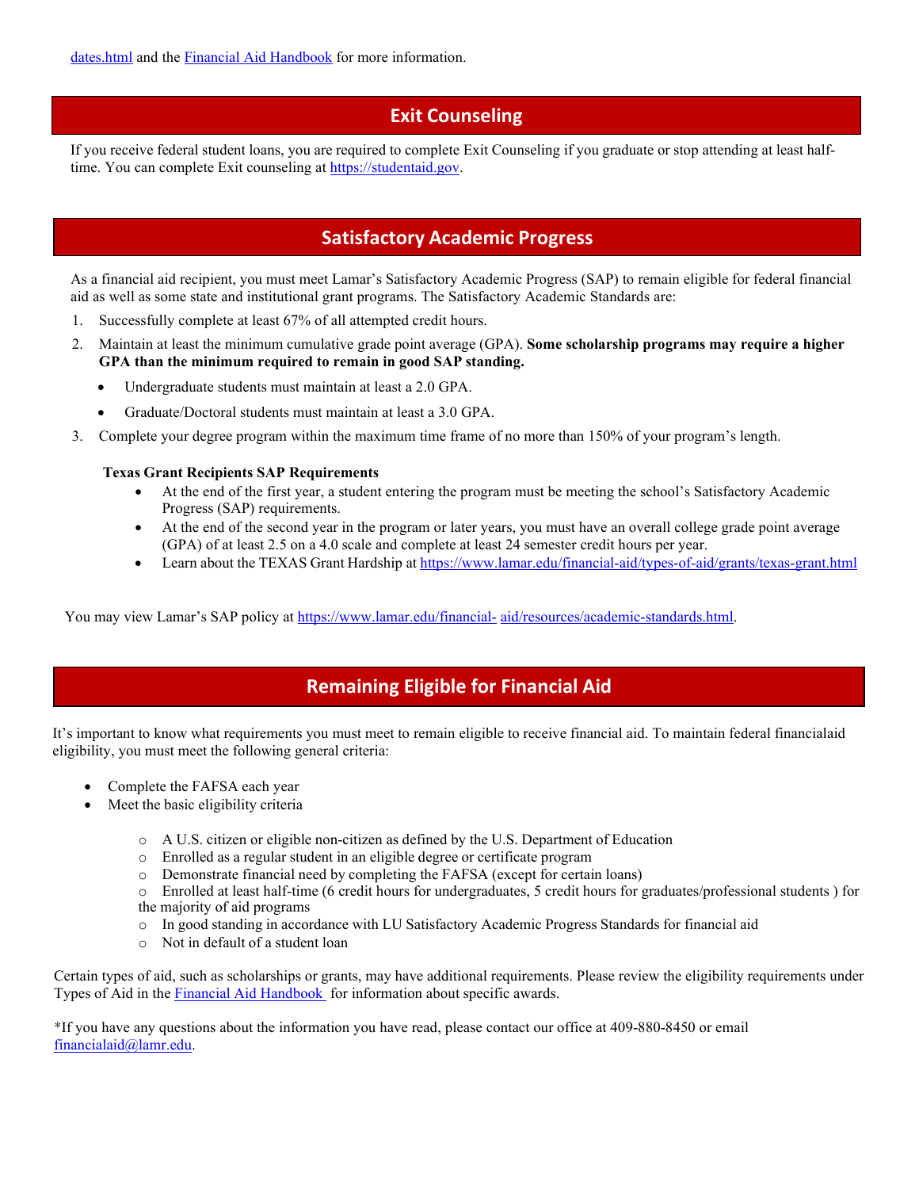dates.html and the Financial Aid Handbook for more information.

## Exit Counseling

If you receive federal student loans, you are required to complete Exit Counseling if you graduate or stop attending at least half-time. You can complete Exit counseling at https://studentaid.gov.

## Satisfactory Academic Progress

As a financial aid recipient, you must meet Lamar's Satisfactory Academic Progress (SAP) to remain eligible for federal financial aid as well as some state and institutional grant programs. The Satisfactory Academic Standards are:

1. Successfully complete at least 67% of all attempted credit hours.
2. Maintain at least the minimum cumulative grade point average (GPA). **Some scholarship programs may require a higher GPA than the minimum required to remain in good SAP standing.**
   - Undergraduate students must maintain at least a 2.0 GPA.
   - Graduate/Doctoral students must maintain at least a 3.0 GPA.
3. Complete your degree program within the maximum time frame of no more than 150% of your program's length.

**Texas Grant Recipients SAP Requirements**

- At the end of the first year, a student entering the program must be meeting the school's Satisfactory Academic Progress (SAP) requirements.
- At the end of the second year in the program or later years, you must have an overall college grade point average (GPA) of at least 2.5 on a 4.0 scale and complete at least 24 semester credit hours per year.
- Learn about the TEXAS Grant Hardship at https://www.lamar.edu/financial-aid/types-of-aid/grants/texas-grant.html

You may view Lamar's SAP policy at https://www.lamar.edu/financial-aid/resources/academic-standards.html.

## Remaining Eligible for Financial Aid

It's important to know what requirements you must meet to remain eligible to receive financial aid. To maintain federal financialaid eligibility, you must meet the following general criteria:

- Complete the FAFSA each year
- Meet the basic eligibility criteria
  - A U.S. citizen or eligible non-citizen as defined by the U.S. Department of Education
  - Enrolled as a regular student in an eligible degree or certificate program
  - Demonstrate financial need by completing the FAFSA (except for certain loans)
  - Enrolled at least half-time (6 credit hours for undergraduates, 5 credit hours for graduates/professional students ) for the majority of aid programs
  - In good standing in accordance with LU Satisfactory Academic Progress Standards for financial aid
  - Not in default of a student loan

Certain types of aid, such as scholarships or grants, may have additional requirements. Please review the eligibility requirements under Types of Aid in the Financial Aid Handbook for information about specific awards.

*If you have any questions about the information you have read, please contact our office at 409-880-8450 or email financialaid@lamr.edu.